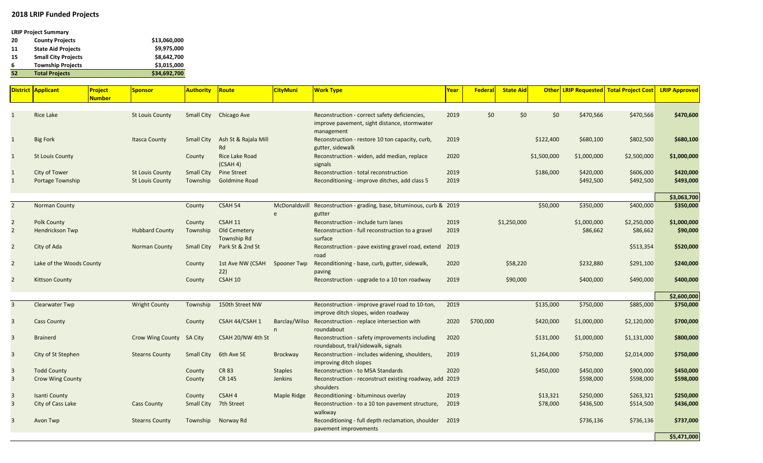## 2018 LRIP Funded Projects

**LRIP Project Summary**

| | | |
|---|---|---|
| 20 | County Projects | $13,060,000 |
| 11 | State Aid Projects | $9,975,000 |
| 15 | Small City Projects | $8,642,700 |
| 6 | Township Projects | $3,015,000 |
| **52** | **Total Projects** | **$34,692,700** |

| District | Applicant | Project Number | Sponsor | Authority | Route | CityMuni | Work Type | Year | Federal | State Aid | Other | LRIP Requested | Total Project Cost | LRIP Approved |
|---|---|---|---|---|---|---|---|---|---|---|---|---|---|---|
| 1 | Rice Lake | | St Louis County | Small City | Chicago Ave | | Reconstruction - correct safety deficiencies, improve pavement, sight distance, stormwater management | 2019 | $0 | $0 | $0 | $470,566 | $470,566 | **$470,600** |
| 1 | Big Fork | | Itasca County | Small City | Ash St & Rajala Mill Rd | | Reconstruction - restore 10 ton capacity, curb, gutter, sidewalk | 2019 | | | $122,400 | $680,100 | $802,500 | **$680,100** |
| 1 | St Louis County | | | County | Rice Lake Road (CSAH 4) | | Reconstruction - widen, add median, replace signals | 2020 | | | $1,500,000 | $1,000,000 | $2,500,000 | **$1,000,000** |
| 1 | City of Tower | | St Louis County | Small City | Pine Street | | Reconstruction - total reconstruction | 2019 | | | $186,000 | $420,000 | $606,000 | **$420,000** |
| 1 | Portage Township | | St Louis County | Township | Goldmine Road | | Reconditioning - improve ditches, add class 5 | 2019 | | | | $492,500 | $492,500 | **$493,000** |
| | | | | | | | | | | | | | | **$3,063,700** |
| 2 | Norman County | | | County | CSAH 54 | McDonaldsville | Reconstruction - grading, base, bituminous, curb & gutter | 2019 | | | $50,000 | $350,000 | $400,000 | **$350,000** |
| 2 | Polk County | | | County | CSAH 11 | | Reconstruction - include turn lanes | 2019 | | $1,250,000 | | $1,000,000 | $2,250,000 | **$1,000,000** |
| 2 | Hendrickson Twp | | Hubbard County | Township | Old Cemetery Township Rd | | Reconstruction - full reconstruction to a gravel surface | 2019 | | | | $86,662 | $86,662 | **$90,000** |
| 2 | City of Ada | | Norman County | Small City | Park St & 2nd St | | Reconstruction - pave existing gravel road, extend road | 2019 | | | | | $513,354 | **$520,000** |
| 2 | Lake of the Woods County | | | County | 1st Ave NW (CSAH 22) | Spooner Twp | Reconditioning - base, curb, gutter, sidewalk, paving | 2020 | | $58,220 | | $232,880 | $291,100 | **$240,000** |
| 2 | Kittson County | | | County | CSAH 10 | | Reconstruction - upgrade to a 10 ton roadway | 2019 | | $90,000 | | $400,000 | $490,000 | **$400,000** |
| | | | | | | | | | | | | | | **$2,600,000** |
| 3 | Clearwater Twp | | Wright County | Township | 150th Street NW | | Reconstruction - improve gravel road to 10-ton, improve ditch slopes, widen roadway | 2019 | | | $135,000 | $750,000 | $885,000 | **$750,000** |
| 3 | Cass County | | | County | CSAH 44/CSAH 1 | Barclay/Wilson | Reconstruction - replace intersection with roundabout | 2020 | $700,000 | | $420,000 | $1,000,000 | $2,120,000 | **$700,000** |
| 3 | Brainerd | | Crow Wing County | SA City | CSAH 20/NW 4th St | | Reconstruction - safety improvements including roundabout, trail/sidewalk, signals | 2020 | | | $131,000 | $1,000,000 | $1,131,000 | **$800,000** |
| 3 | City of St Stephen | | Stearns County | Small City | 6th Ave SE | Brockway | Reconstruction - includes widening, shoulders, improving ditch slopes | 2019 | | | $1,264,000 | $750,000 | $2,014,000 | **$750,000** |
| 3 | Todd County | | | County | CR 83 | Staples | Reconstruction - to MSA Standards | 2020 | | | $450,000 | $450,000 | $900,000 | **$450,000** |
| 3 | Crow Wing County | | | County | CR 145 | Jenkins | Reconstruction - reconstruct existing roadway, add shoulders | 2019 | | | | $598,000 | $598,000 | **$598,000** |
| 3 | Isanti County | | | County | CSAH 4 | Maple Ridge | Reconditioning - bituminous overlay | 2019 | | | $13,321 | $250,000 | $263,321 | **$250,000** |
| 3 | City of Cass Lake | | Cass County | Small City | 7th Street | | Reconstruction - to a 10 ton pavement structure, walkway | 2019 | | | $78,000 | $436,500 | $514,500 | **$436,000** |
| 3 | Avon Twp | | Stearns County | Township | Norway Rd | | Reconditioning - full depth reclamation, shoulder pavement improvements | 2019 | | | | $736,136 | $736,136 | **$737,000** |
| | | | | | | | | | | | | | | **$5,471,000** |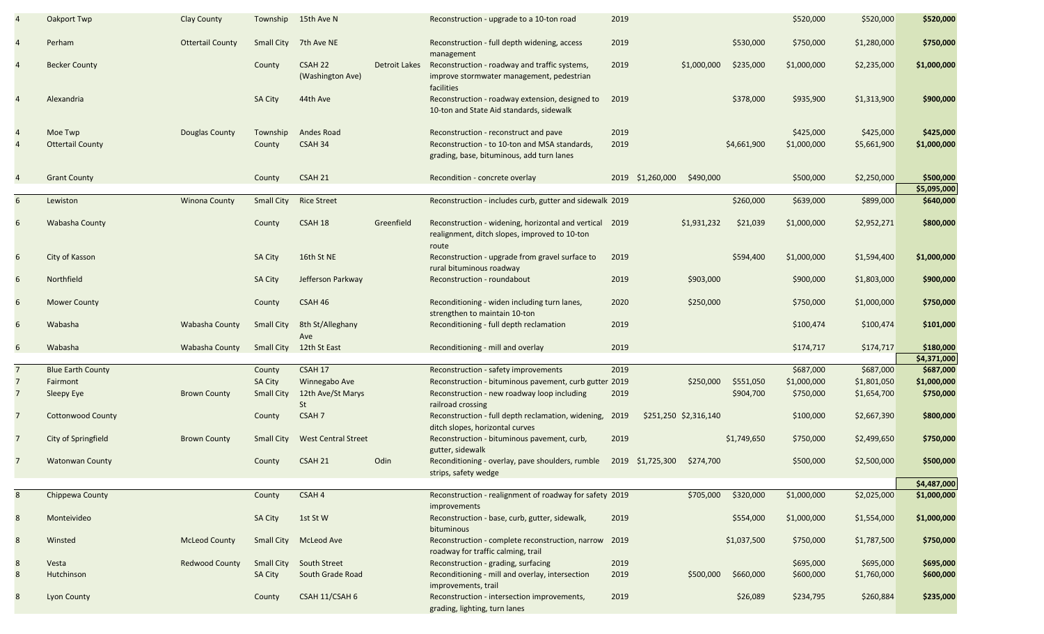| | | | | | | | | | | | | | |
|---|---|---|---|---|---|---|---|---|---|---|---|---|---|
| 4 | Oakport Twp | Clay County | Township | 15th Ave N | | Reconstruction - upgrade to a 10-ton road | 2019 | | | | $520,000 | $520,000 | $520,000 |
| 4 | Perham | Ottertail County | Small City | 7th Ave NE | | Reconstruction - full depth widening, access management | 2019 | | | $530,000 | $750,000 | $1,280,000 | $750,000 |
| 4 | Becker County | | County | CSAH 22 (Washington Ave) | Detroit Lakes | Reconstruction - roadway and traffic systems, improve stormwater management, pedestrian facilities | 2019 | | $1,000,000 | $235,000 | $1,000,000 | $2,235,000 | $1,000,000 |
| 4 | Alexandria | | SA City | 44th Ave | | Reconstruction - roadway extension, designed to 10-ton and State Aid standards, sidewalk | 2019 | | | $378,000 | $935,900 | $1,313,900 | $900,000 |
| 4 | Moe Twp | Douglas County | Township | Andes Road | | Reconstruction - reconstruct and pave | 2019 | | | | $425,000 | $425,000 | $425,000 |
| 4 | Ottertail County | | County | CSAH 34 | | Reconstruction - to 10-ton and MSA standards, grading, base, bituminous, add turn lanes | 2019 | | | $4,661,900 | $1,000,000 | $5,661,900 | $1,000,000 |
| 4 | Grant County | | County | CSAH 21 | | Recondition - concrete overlay | 2019 | $1,260,000 | $490,000 | | $500,000 | $2,250,000 | $500,000 |
| | | | | | | | | | | | | | $5,095,000 |
| 6 | Lewiston | Winona County | Small City | Rice Street | | Reconstruction - includes curb, gutter and sidewalk | 2019 | | | $260,000 | $639,000 | $899,000 | $640,000 |
| 6 | Wabasha County | | County | CSAH 18 | Greenfield | Reconstruction - widening, horizontal and vertical realignment, ditch slopes, improved to 10-ton route | 2019 | | $1,931,232 | $21,039 | $1,000,000 | $2,952,271 | $800,000 |
| 6 | City of Kasson | | SA City | 16th St NE | | Reconstruction - upgrade from gravel surface to rural bituminous roadway | 2019 | | | $594,400 | $1,000,000 | $1,594,400 | $1,000,000 |
| 6 | Northfield | | SA City | Jefferson Parkway | | Reconstruction - roundabout | 2019 | | $903,000 | | $900,000 | $1,803,000 | $900,000 |
| 6 | Mower County | | County | CSAH 46 | | Reconditioning - widen including turn lanes, strengthen to maintain 10-ton | 2020 | | $250,000 | | $750,000 | $1,000,000 | $750,000 |
| 6 | Wabasha | Wabasha County | Small City | 8th St/Alleghany Ave | | Reconditioning - full depth reclamation | 2019 | | | | $100,474 | $100,474 | $101,000 |
| 6 | Wabasha | Wabasha County | Small City | 12th St East | | Reconditioning - mill and overlay | 2019 | | | | $174,717 | $174,717 | $180,000 |
| | | | | | | | | | | | | | $4,371,000 |
| 7 | Blue Earth County | | County | CSAH 17 | | Reconstruction - safety improvements | 2019 | | | | $687,000 | $687,000 | $687,000 |
| 7 | Fairmont | | SA City | Winnegabo Ave | | Reconstruction - bituminous pavement, curb gutter | 2019 | | $250,000 | $551,050 | $1,000,000 | $1,801,050 | $1,000,000 |
| 7 | Sleepy Eye | Brown County | Small City | 12th Ave/St Marys St | | Reconstruction - new roadway loop including railroad crossing | 2019 | | | $904,700 | $750,000 | $1,654,700 | $750,000 |
| 7 | Cottonwood County | | County | CSAH 7 | | Reconstruction - full depth reclamation, widening, ditch slopes, horizontal curves | 2019 | $251,250 | $2,316,140 | | $100,000 | $2,667,390 | $800,000 |
| 7 | City of Springfield | Brown County | Small City | West Central Street | | Reconstruction - bituminous pavement, curb, gutter, sidewalk | 2019 | | | $1,749,650 | $750,000 | $2,499,650 | $750,000 |
| 7 | Watonwan County | | County | CSAH 21 | Odin | Reconditioning - overlay, pave shoulders, rumble strips, safety wedge | 2019 | $1,725,300 | $274,700 | | $500,000 | $2,500,000 | $500,000 |
| | | | | | | | | | | | | | $4,487,000 |
| 8 | Chippewa County | | County | CSAH 4 | | Reconstruction - realignment of roadway for safety improvements | 2019 | | $705,000 | $320,000 | $1,000,000 | $2,025,000 | $1,000,000 |
| 8 | Monteivideo | | SA City | 1st St W | | Reconstruction - base, curb, gutter, sidewalk, bituminous | 2019 | | | $554,000 | $1,000,000 | $1,554,000 | $1,000,000 |
| 8 | Winsted | McLeod County | Small City | McLeod Ave | | Reconstruction - complete reconstruction, narrow roadway for traffic calming, trail | 2019 | | | $1,037,500 | $750,000 | $1,787,500 | $750,000 |
| 8 | Vesta | Redwood County | Small City | South Street | | Reconstruction - grading, surfacing | 2019 | | | | $695,000 | $695,000 | $695,000 |
| 8 | Hutchinson | | SA City | South Grade Road | | Reconditioning - mill and overlay, intersection improvements, trail | 2019 | | $500,000 | $660,000 | $600,000 | $1,760,000 | $600,000 |
| 8 | Lyon County | | County | CSAH 11/CSAH 6 | | Reconstruction - intersection improvements, grading, lighting, turn lanes | 2019 | | | $26,089 | $234,795 | $260,884 | $235,000 |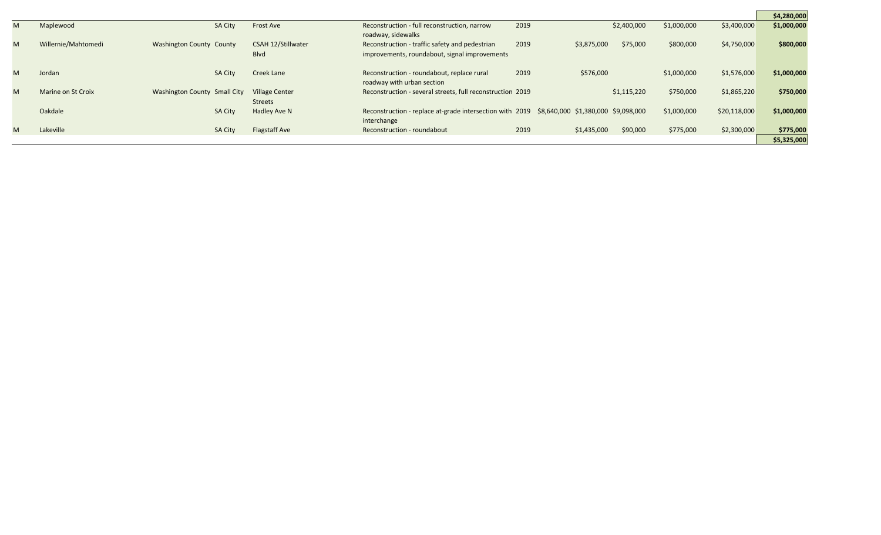| | | | | | | | | | | | | |
|---|---|---|---|---|---|---|---|---|---|---|---|---|
| | | | | | | | | | | | | **$4,280,000** |
| M | Maplewood | | SA City | Frost Ave | Reconstruction - full reconstruction, narrow roadway, sidewalks | 2019 | | | $2,400,000 | $1,000,000 | $3,400,000 | **$1,000,000** |
| M | Willernie/Mahtomedi | Washington County | County | CSAH 12/Stillwater Blvd | Reconstruction - traffic safety and pedestrian improvements, roundabout, signal improvements | 2019 | | $3,875,000 | $75,000 | $800,000 | $4,750,000 | **$800,000** |
| M | Jordan | | SA City | Creek Lane | Reconstruction - roundabout, replace rural roadway with urban section | 2019 | | $576,000 | | $1,000,000 | $1,576,000 | **$1,000,000** |
| M | Marine on St Croix | Washington County | Small City | Village Center Streets | Reconstruction - several streets, full reconstruction | 2019 | | | $1,115,220 | $750,000 | $1,865,220 | **$750,000** |
| | Oakdale | | SA City | Hadley Ave N | Reconstruction - replace at-grade intersection with interchange | 2019 | $8,640,000 | $1,380,000 | $9,098,000 | $1,000,000 | $20,118,000 | **$1,000,000** |
| M | Lakeville | | SA City | Flagstaff Ave | Reconstruction - roundabout | 2019 | | $1,435,000 | $90,000 | $775,000 | $2,300,000 | **$775,000** |
| | | | | | | | | | | | | **$5,325,000** |